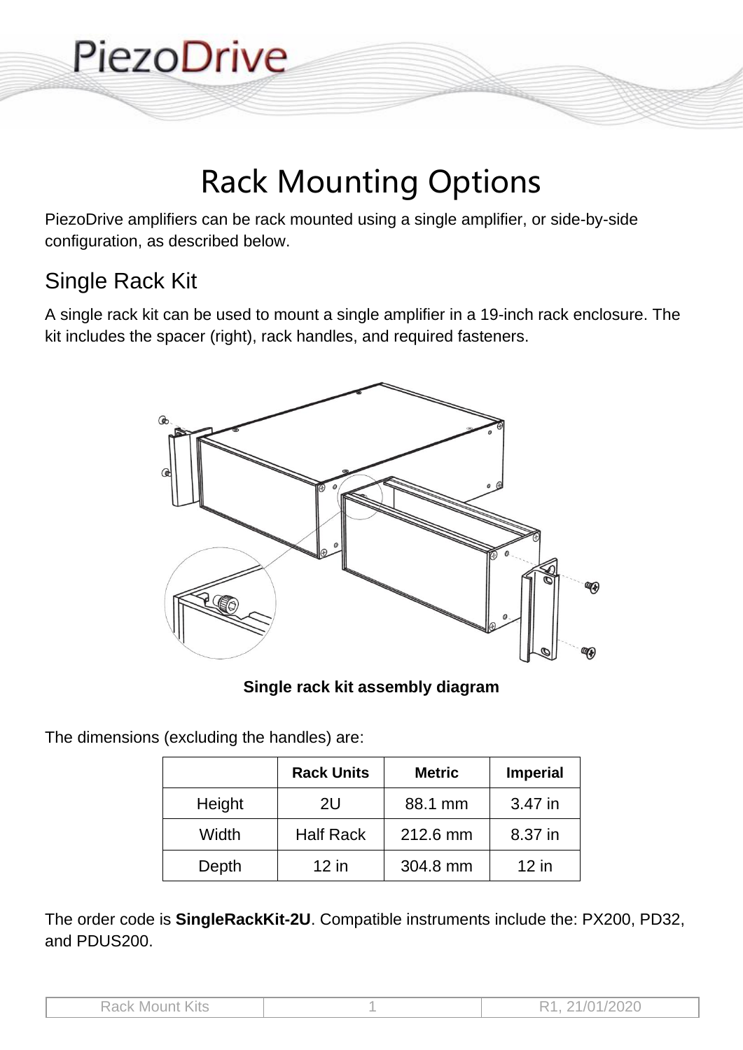# Rack Mounting Options

PiezoDrive amplifiers can be rack mounted using a single amplifier, or side-by-side configuration, as described below.

## Single Rack Kit

A single rack kit can be used to mount a single amplifier in a 19-inch rack enclosure. The kit includes the spacer (right), rack handles, and required fasteners.

**Single rack kit assembly diagram**

The dimensions (excluding the handles) are:

| | Rack Units | Metric | Imperial |
|---|---|---|---|
| Height | 2U | 88.1 mm | 3.47 in |
| Width | Half Rack | 212.6 mm | 8.37 in |
| Depth | 12 in | 304.8 mm | 12 in |

The order code is **SingleRackKit-2U**. Compatible instruments include the: PX200, PD32, and PDUS200.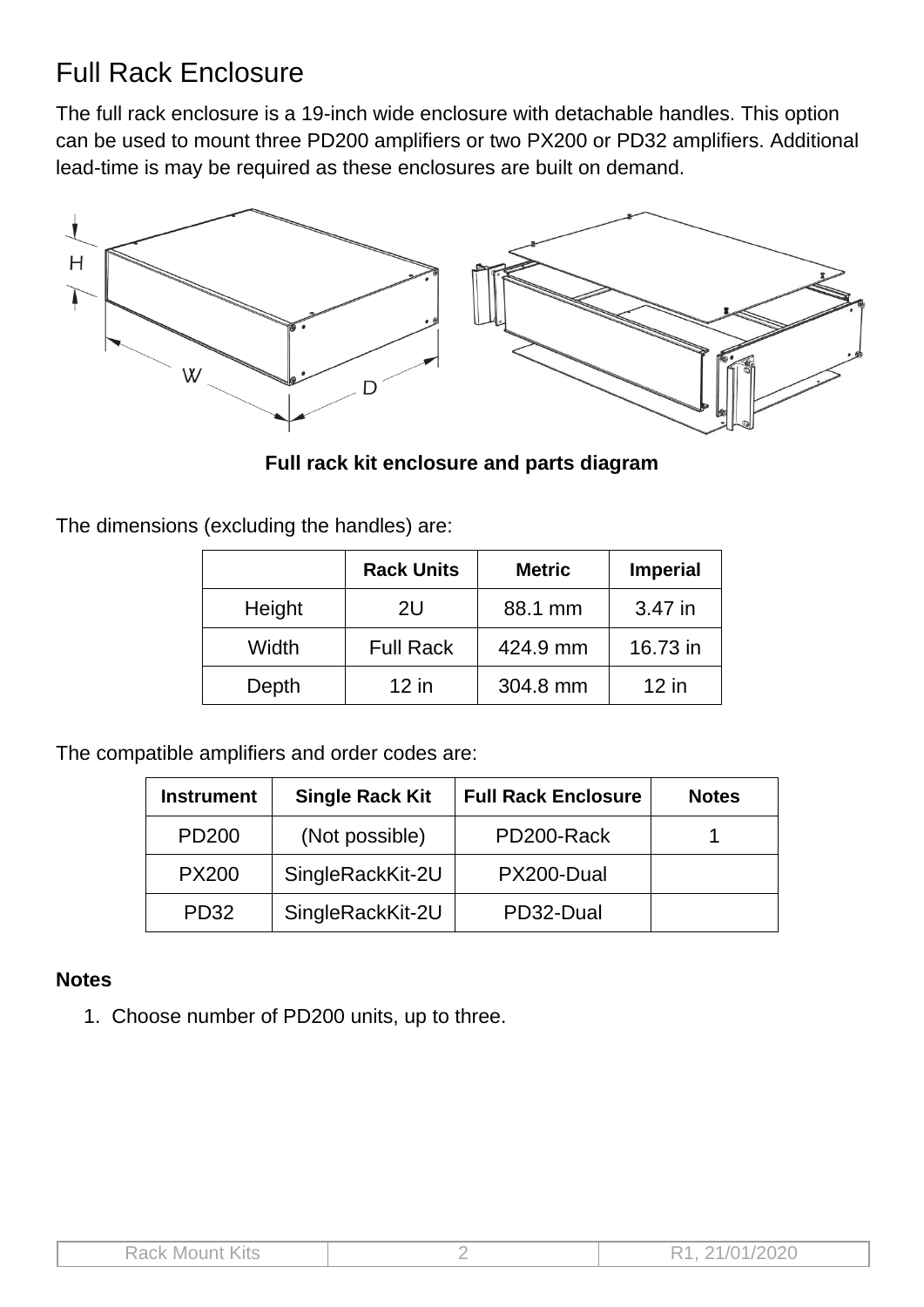# Full Rack Enclosure

The full rack enclosure is a 19-inch wide enclosure with detachable handles. This option can be used to mount three PD200 amplifiers or two PX200 or PD32 amplifiers. Additional lead-time is may be required as these enclosures are built on demand.

H

W

D

**Full rack kit enclosure and parts diagram**

The dimensions (excluding the handles) are:

| | Rack Units | Metric | Imperial |
|---|---|---|---|
| Height | 2U | 88.1 mm | 3.47 in |
| Width | Full Rack | 424.9 mm | 16.73 in |
| Depth | 12 in | 304.8 mm | 12 in |

The compatible amplifiers and order codes are:

| Instrument | Single Rack Kit | Full Rack Enclosure | Notes |
|---|---|---|---|
| PD200 | (Not possible) | PD200-Rack | 1 |
| PX200 | SingleRackKit-2U | PX200-Dual | |
| PD32 | SingleRackKit-2U | PD32-Dual | |

**Notes**

1. Choose number of PD200 units, up to three.